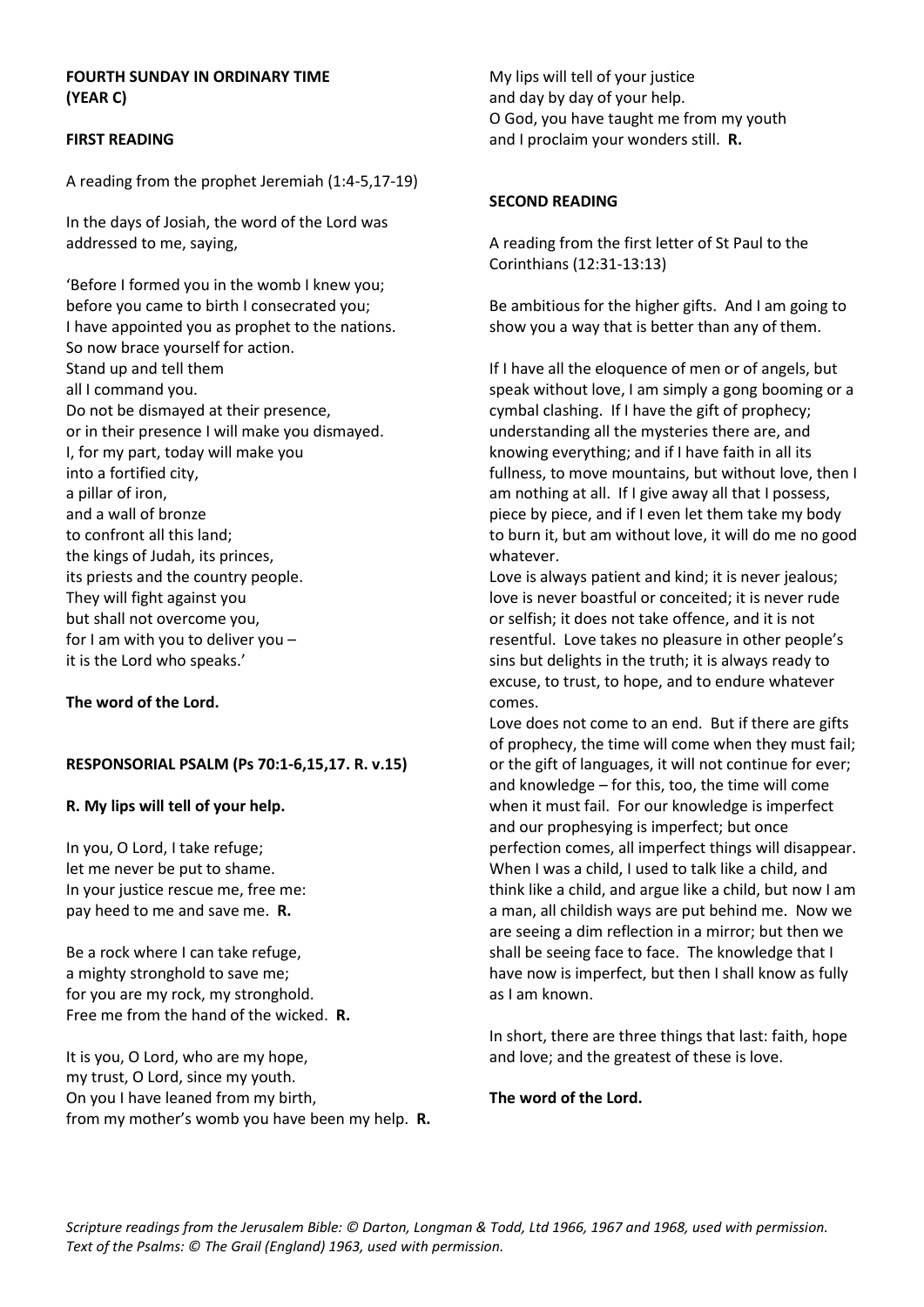**FOURTH SUNDAY IN ORDINARY TIME**
**(YEAR C)**

**FIRST READING**

A reading from the prophet Jeremiah (1:4-5,17-19)

In the days of Josiah, the word of the Lord was addressed to me, saying,

'Before I formed you in the womb I knew you;
before you came to birth I consecrated you;
I have appointed you as prophet to the nations.
So now brace yourself for action.
Stand up and tell them
all I command you.
Do not be dismayed at their presence,
or in their presence I will make you dismayed.
I, for my part, today will make you
into a fortified city,
a pillar of iron,
and a wall of bronze
to confront all this land;
the kings of Judah, its princes,
its priests and the country people.
They will fight against you
but shall not overcome you,
for I am with you to deliver you –
it is the Lord who speaks.'

**The word of the Lord.**

**RESPONSORIAL PSALM (Ps 70:1-6,15,17. R. v.15)**

**R. My lips will tell of your help.**

In you, O Lord, I take refuge;
let me never be put to shame.
In your justice rescue me, free me:
pay heed to me and save me. **R.**

Be a rock where I can take refuge,
a mighty stronghold to save me;
for you are my rock, my stronghold.
Free me from the hand of the wicked. **R.**

It is you, O Lord, who are my hope,
my trust, O Lord, since my youth.
On you I have leaned from my birth,
from my mother's womb you have been my help. **R.**

My lips will tell of your justice
and day by day of your help.
O God, you have taught me from my youth
and I proclaim your wonders still. **R.**

**SECOND READING**

A reading from the first letter of St Paul to the Corinthians (12:31-13:13)

Be ambitious for the higher gifts. And I am going to show you a way that is better than any of them.

If I have all the eloquence of men or of angels, but speak without love, I am simply a gong booming or a cymbal clashing. If I have the gift of prophecy; understanding all the mysteries there are, and knowing everything; and if I have faith in all its fullness, to move mountains, but without love, then I am nothing at all. If I give away all that I possess, piece by piece, and if I even let them take my body to burn it, but am without love, it will do me no good whatever.

Love is always patient and kind; it is never jealous; love is never boastful or conceited; it is never rude or selfish; it does not take offence, and it is not resentful. Love takes no pleasure in other people's sins but delights in the truth; it is always ready to excuse, to trust, to hope, and to endure whatever comes.

Love does not come to an end. But if there are gifts of prophecy, the time will come when they must fail; or the gift of languages, it will not continue for ever; and knowledge – for this, too, the time will come when it must fail. For our knowledge is imperfect and our prophesying is imperfect; but once perfection comes, all imperfect things will disappear. When I was a child, I used to talk like a child, and think like a child, and argue like a child, but now I am a man, all childish ways are put behind me. Now we are seeing a dim reflection in a mirror; but then we shall be seeing face to face. The knowledge that I have now is imperfect, but then I shall know as fully as I am known.

In short, there are three things that last: faith, hope and love; and the greatest of these is love.

**The word of the Lord.**

*Scripture readings from the Jerusalem Bible: © Darton, Longman & Todd, Ltd 1966, 1967 and 1968, used with permission. Text of the Psalms: © The Grail (England) 1963, used with permission.*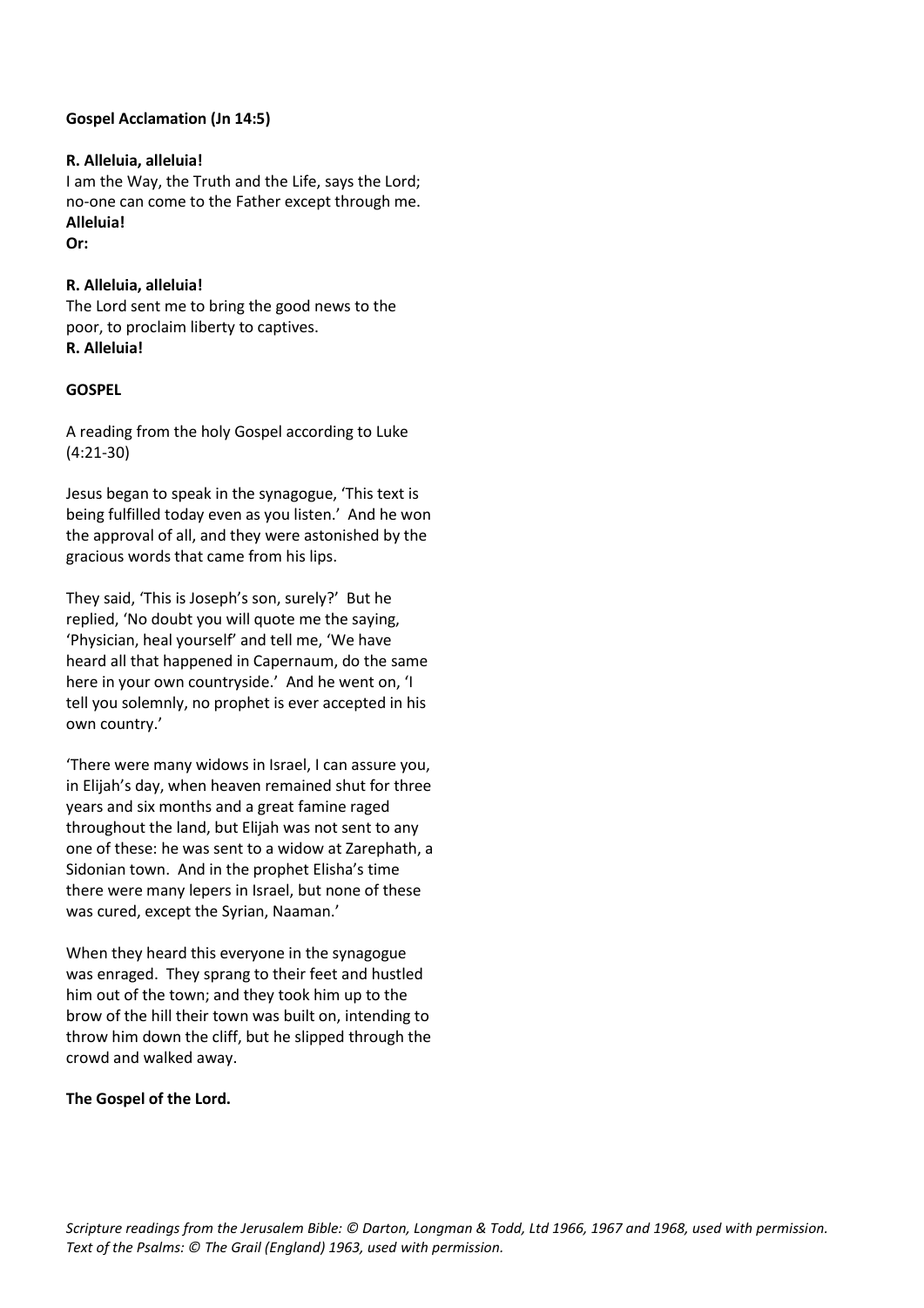**Gospel Acclamation (Jn 14:5)**

**R. Alleluia, alleluia!**
I am the Way, the Truth and the Life, says the Lord; no-one can come to the Father except through me.
**Alleluia!**
**Or:**

**R. Alleluia, alleluia!**
The Lord sent me to bring the good news to the poor, to proclaim liberty to captives.
**R. Alleluia!**

**GOSPEL**

A reading from the holy Gospel according to Luke (4:21-30)

Jesus began to speak in the synagogue, 'This text is being fulfilled today even as you listen.' And he won the approval of all, and they were astonished by the gracious words that came from his lips.

They said, 'This is Joseph's son, surely?' But he replied, 'No doubt you will quote me the saying, 'Physician, heal yourself' and tell me, 'We have heard all that happened in Capernaum, do the same here in your own countryside.' And he went on, 'I tell you solemnly, no prophet is ever accepted in his own country.'

'There were many widows in Israel, I can assure you, in Elijah's day, when heaven remained shut for three years and six months and a great famine raged throughout the land, but Elijah was not sent to any one of these: he was sent to a widow at Zarephath, a Sidonian town. And in the prophet Elisha's time there were many lepers in Israel, but none of these was cured, except the Syrian, Naaman.'

When they heard this everyone in the synagogue was enraged. They sprang to their feet and hustled him out of the town; and they took him up to the brow of the hill their town was built on, intending to throw him down the cliff, but he slipped through the crowd and walked away.

**The Gospel of the Lord.**

*Scripture readings from the Jerusalem Bible: © Darton, Longman & Todd, Ltd 1966, 1967 and 1968, used with permission. Text of the Psalms: © The Grail (England) 1963, used with permission.*